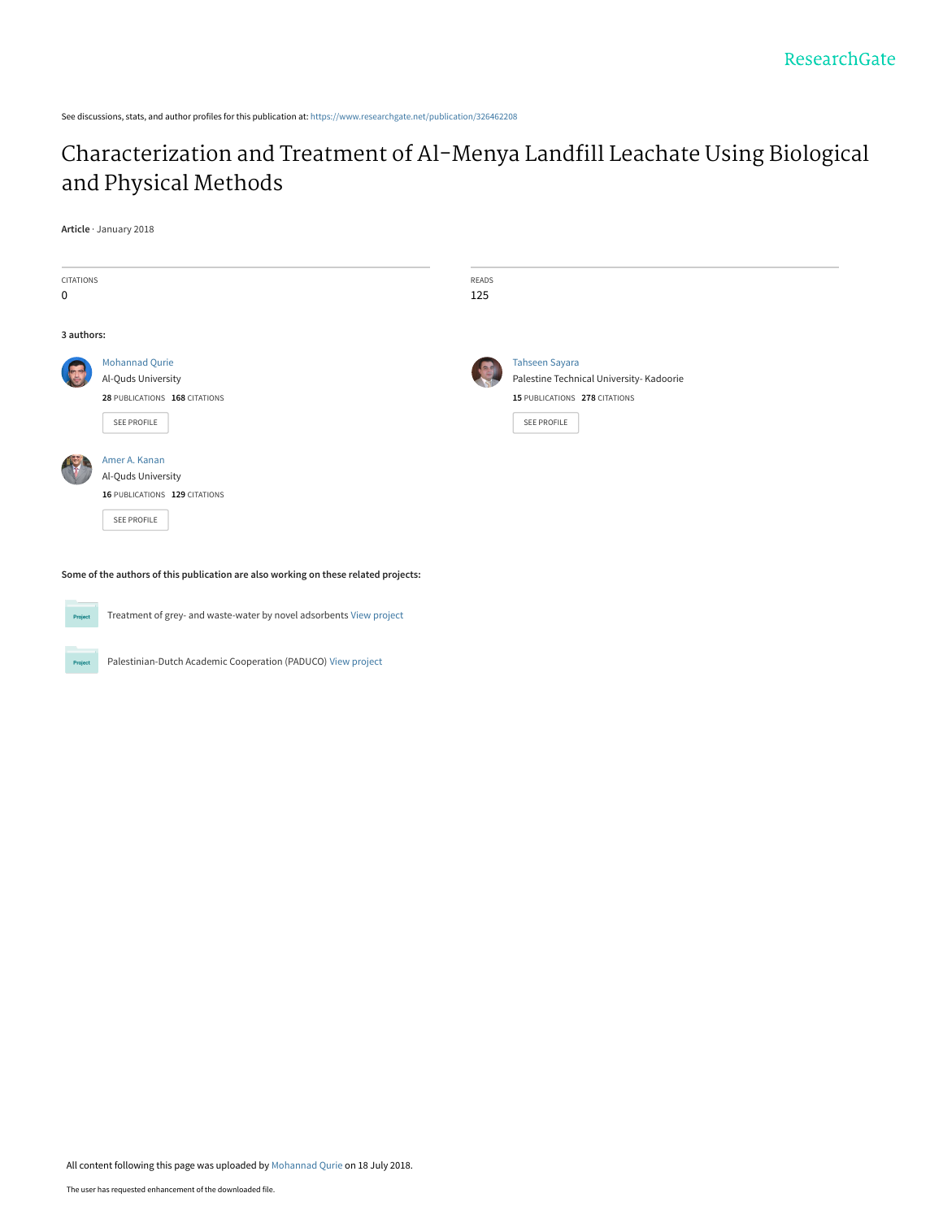See discussions, stats, and author profiles for this publication at: https://www.researchgate.net/publication/326462208

# Characterization and Treatment of Al-Menya Landfill Leachate Using Biological and Physical Methods

**Article** · January 2018

CITATIONS
0

READS
125

**3 authors:**

Mohannad Qurie
Al-Quds University
**28** PUBLICATIONS **168** CITATIONS
SEE PROFILE

Tahseen Sayara
Palestine Technical University- Kadoorie
**15** PUBLICATIONS **278** CITATIONS
SEE PROFILE

Amer A. Kanan
Al-Quds University
**16** PUBLICATIONS **129** CITATIONS
SEE PROFILE

**Some of the authors of this publication are also working on these related projects:**

Treatment of grey- and waste-water by novel adsorbents View project

Palestinian-Dutch Academic Cooperation (PADUCO) View project

All content following this page was uploaded by Mohannad Qurie on 18 July 2018.

The user has requested enhancement of the downloaded file.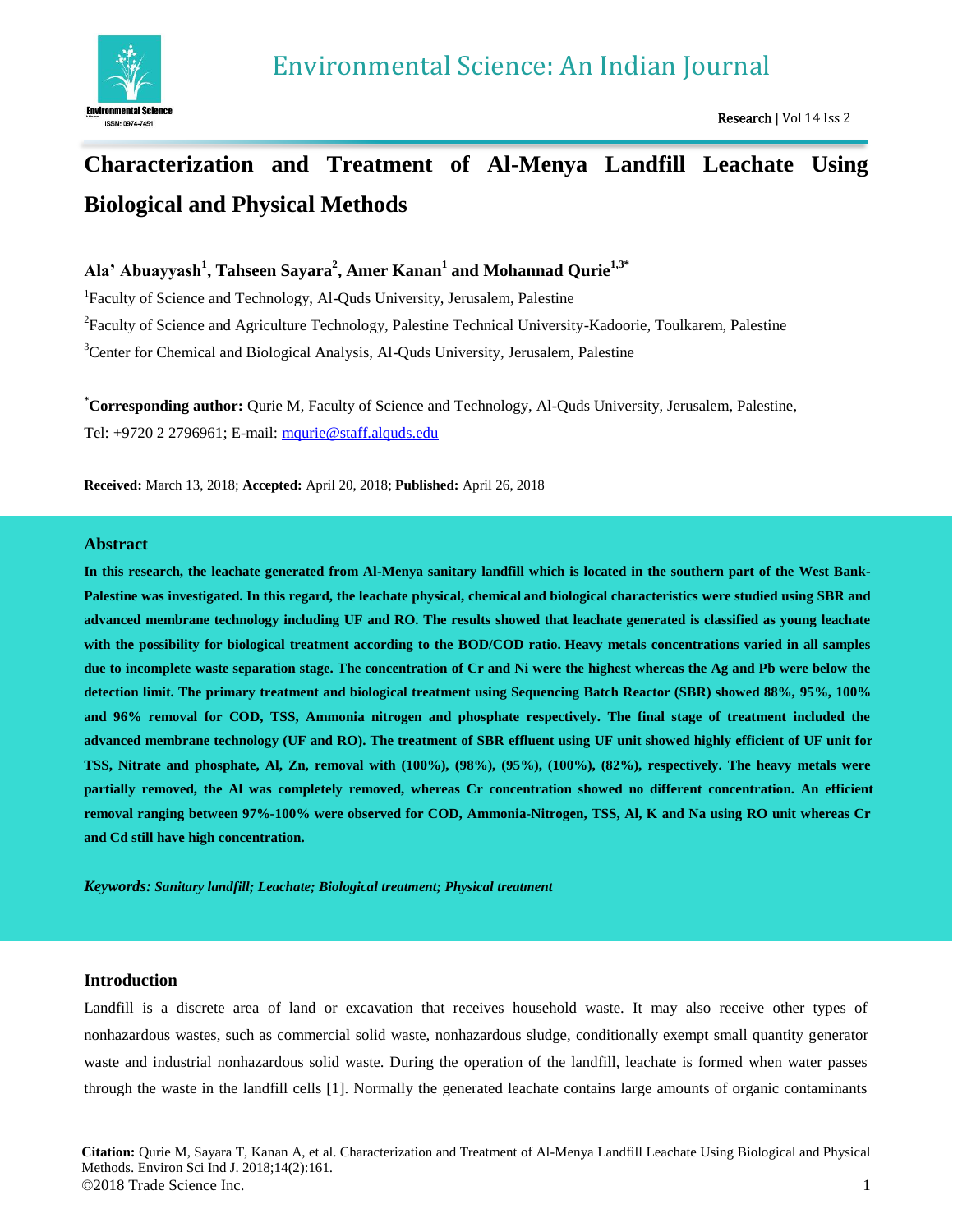# Characterization and Treatment of Al-Menya Landfill Leachate Using Biological and Physical Methods

**Ala' Abuayyash[1], Tahseen Sayara[2], Amer Kanan[1] and Mohannad Qurie[1,3*]**

[1]Faculty of Science and Technology, Al-Quds University, Jerusalem, Palestine

[2]Faculty of Science and Agriculture Technology, Palestine Technical University-Kadoorie, Toulkarem, Palestine

[3]Center for Chemical and Biological Analysis, Al-Quds University, Jerusalem, Palestine

**[*]Corresponding author:** Qurie M, Faculty of Science and Technology, Al-Quds University, Jerusalem, Palestine, Tel: +9720 2 2796961; E-mail: mqurie@staff.alquds.edu

**Received:** March 13, 2018; **Accepted:** April 20, 2018; **Published:** April 26, 2018

## Abstract

**In this research, the leachate generated from Al-Menya sanitary landfill which is located in the southern part of the West Bank-Palestine was investigated. In this regard, the leachate physical, chemical and biological characteristics were studied using SBR and advanced membrane technology including UF and RO. The results showed that leachate generated is classified as young leachate with the possibility for biological treatment according to the BOD/COD ratio. Heavy metals concentrations varied in all samples due to incomplete waste separation stage. The concentration of Cr and Ni were the highest whereas the Ag and Pb were below the detection limit. The primary treatment and biological treatment using Sequencing Batch Reactor (SBR) showed 88%, 95%, 100% and 96% removal for COD, TSS, Ammonia nitrogen and phosphate respectively. The final stage of treatment included the advanced membrane technology (UF and RO). The treatment of SBR effluent using UF unit showed highly efficient of UF unit for TSS, Nitrate and phosphate, Al, Zn, removal with (100%), (98%), (95%), (100%), (82%), respectively. The heavy metals were partially removed, the Al was completely removed, whereas Cr concentration showed no different concentration. An efficient removal ranging between 97%-100% were observed for COD, Ammonia-Nitrogen, TSS, Al, K and Na using RO unit whereas Cr and Cd still have high concentration.**

***Keywords:*** *Sanitary landfill; Leachate; Biological treatment; Physical treatment*

## Introduction

Landfill is a discrete area of land or excavation that receives household waste. It may also receive other types of nonhazardous wastes, such as commercial solid waste, nonhazardous sludge, conditionally exempt small quantity generator waste and industrial nonhazardous solid waste. During the operation of the landfill, leachate is formed when water passes through the waste in the landfill cells [1]. Normally the generated leachate contains large amounts of organic contaminants

**Citation:** Qurie M, Sayara T, Kanan A, et al. Characterization and Treatment of Al-Menya Landfill Leachate Using Biological and Physical Methods. Environ Sci Ind J. 2018;14(2):161.

©2018 Trade Science Inc.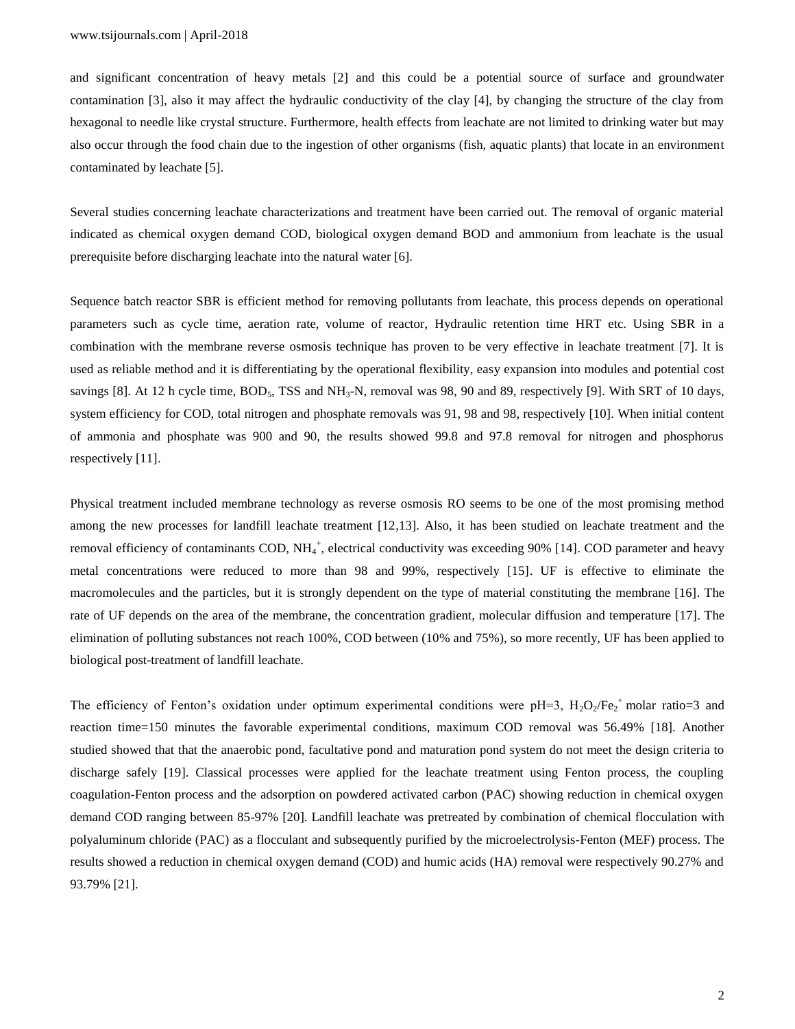and significant concentration of heavy metals [2] and this could be a potential source of surface and groundwater contamination [3], also it may affect the hydraulic conductivity of the clay [4], by changing the structure of the clay from hexagonal to needle like crystal structure. Furthermore, health effects from leachate are not limited to drinking water but may also occur through the food chain due to the ingestion of other organisms (fish, aquatic plants) that locate in an environment contaminated by leachate [5].

Several studies concerning leachate characterizations and treatment have been carried out. The removal of organic material indicated as chemical oxygen demand COD, biological oxygen demand BOD and ammonium from leachate is the usual prerequisite before discharging leachate into the natural water [6].

Sequence batch reactor SBR is efficient method for removing pollutants from leachate, this process depends on operational parameters such as cycle time, aeration rate, volume of reactor, Hydraulic retention time HRT etc. Using SBR in a combination with the membrane reverse osmosis technique has proven to be very effective in leachate treatment [7]. It is used as reliable method and it is differentiating by the operational flexibility, easy expansion into modules and potential cost savings [8]. At 12 h cycle time, $BOD_5$, TSS and $NH_3$-N, removal was 98, 90 and 89, respectively [9]. With SRT of 10 days, system efficiency for COD, total nitrogen and phosphate removals was 91, 98 and 98, respectively [10]. When initial content of ammonia and phosphate was 900 and 90, the results showed 99.8 and 97.8 removal for nitrogen and phosphorus respectively [11].

Physical treatment included membrane technology as reverse osmosis RO seems to be one of the most promising method among the new processes for landfill leachate treatment [12,13]. Also, it has been studied on leachate treatment and the removal efficiency of contaminants COD, $NH_4^+$, electrical conductivity was exceeding 90% [14]. COD parameter and heavy metal concentrations were reduced to more than 98 and 99%, respectively [15]. UF is effective to eliminate the macromolecules and the particles, but it is strongly dependent on the type of material constituting the membrane [16]. The rate of UF depends on the area of the membrane, the concentration gradient, molecular diffusion and temperature [17]. The elimination of polluting substances not reach 100%, COD between (10% and 75%), so more recently, UF has been applied to biological post-treatment of landfill leachate.

The efficiency of Fenton's oxidation under optimum experimental conditions were pH=3, $H_2O_2/Fe_2^+$ molar ratio=3 and reaction time=150 minutes the favorable experimental conditions, maximum COD removal was 56.49% [18]. Another studied showed that that the anaerobic pond, facultative pond and maturation pond system do not meet the design criteria to discharge safely [19]. Classical processes were applied for the leachate treatment using Fenton process, the coupling coagulation-Fenton process and the adsorption on powdered activated carbon (PAC) showing reduction in chemical oxygen demand COD ranging between 85-97% [20]. Landfill leachate was pretreated by combination of chemical flocculation with polyaluminum chloride (PAC) as a flocculant and subsequently purified by the microelectrolysis-Fenton (MEF) process. The results showed a reduction in chemical oxygen demand (COD) and humic acids (HA) removal were respectively 90.27% and 93.79% [21].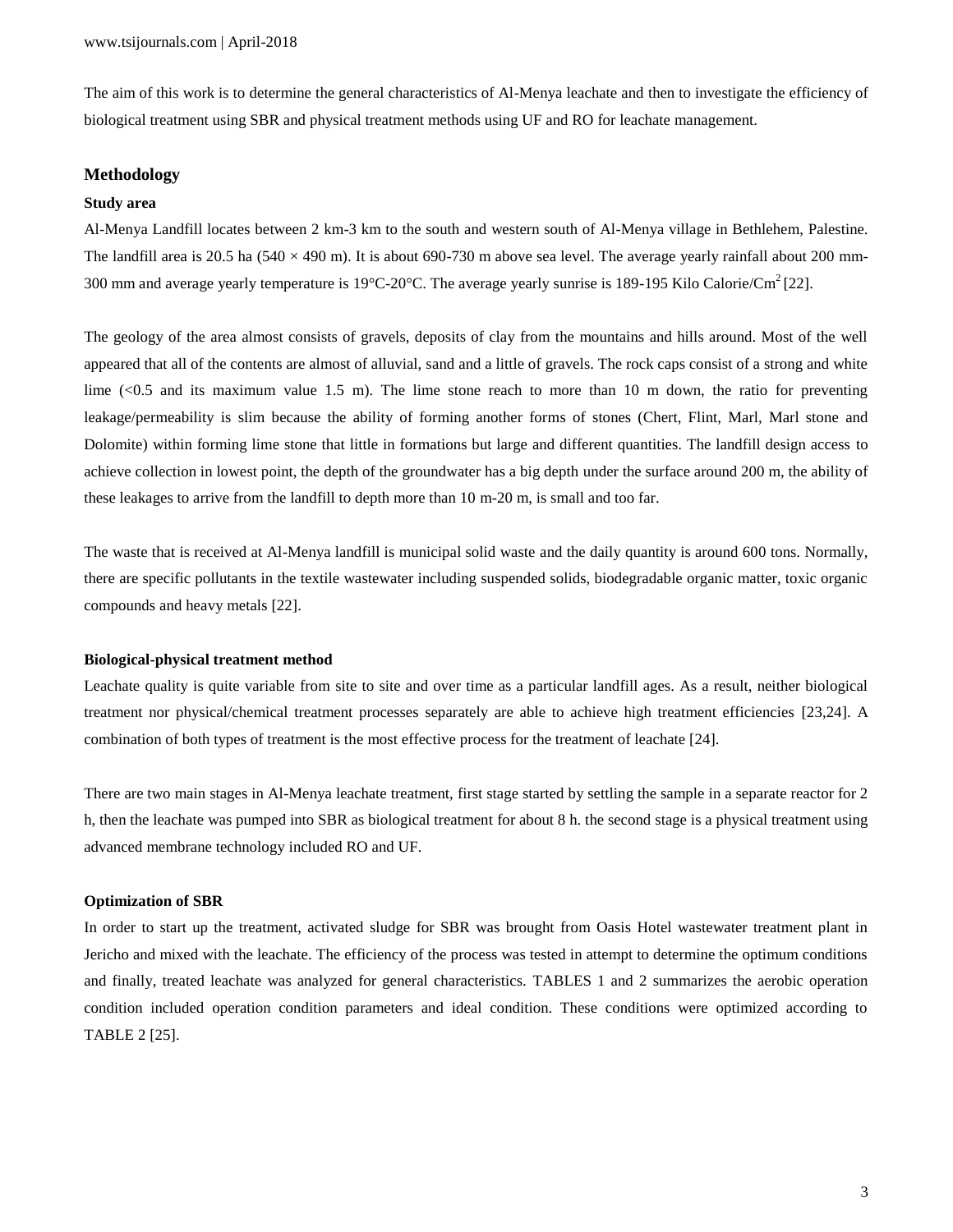The aim of this work is to determine the general characteristics of Al-Menya leachate and then to investigate the efficiency of biological treatment using SBR and physical treatment methods using UF and RO for leachate management.

## Methodology

### Study area

Al-Menya Landfill locates between 2 km-3 km to the south and western south of Al-Menya village in Bethlehem, Palestine. The landfill area is 20.5 ha (540 × 490 m). It is about 690-730 m above sea level. The average yearly rainfall about 200 mm-300 mm and average yearly temperature is 19°C-20°C. The average yearly sunrise is 189-195 Kilo Calorie/$Cm^2$ [22].

The geology of the area almost consists of gravels, deposits of clay from the mountains and hills around. Most of the well appeared that all of the contents are almost of alluvial, sand and a little of gravels. The rock caps consist of a strong and white lime (<0.5 and its maximum value 1.5 m). The lime stone reach to more than 10 m down, the ratio for preventing leakage/permeability is slim because the ability of forming another forms of stones (Chert, Flint, Marl, Marl stone and Dolomite) within forming lime stone that little in formations but large and different quantities. The landfill design access to achieve collection in lowest point, the depth of the groundwater has a big depth under the surface around 200 m, the ability of these leakages to arrive from the landfill to depth more than 10 m-20 m, is small and too far.

The waste that is received at Al-Menya landfill is municipal solid waste and the daily quantity is around 600 tons. Normally, there are specific pollutants in the textile wastewater including suspended solids, biodegradable organic matter, toxic organic compounds and heavy metals [22].

### Biological-physical treatment method

Leachate quality is quite variable from site to site and over time as a particular landfill ages. As a result, neither biological treatment nor physical/chemical treatment processes separately are able to achieve high treatment efficiencies [23,24]. A combination of both types of treatment is the most effective process for the treatment of leachate [24].

There are two main stages in Al-Menya leachate treatment, first stage started by settling the sample in a separate reactor for 2 h, then the leachate was pumped into SBR as biological treatment for about 8 h. the second stage is a physical treatment using advanced membrane technology included RO and UF.

### Optimization of SBR

In order to start up the treatment, activated sludge for SBR was brought from Oasis Hotel wastewater treatment plant in Jericho and mixed with the leachate. The efficiency of the process was tested in attempt to determine the optimum conditions and finally, treated leachate was analyzed for general characteristics. TABLES 1 and 2 summarizes the aerobic operation condition included operation condition parameters and ideal condition. These conditions were optimized according to TABLE 2 [25].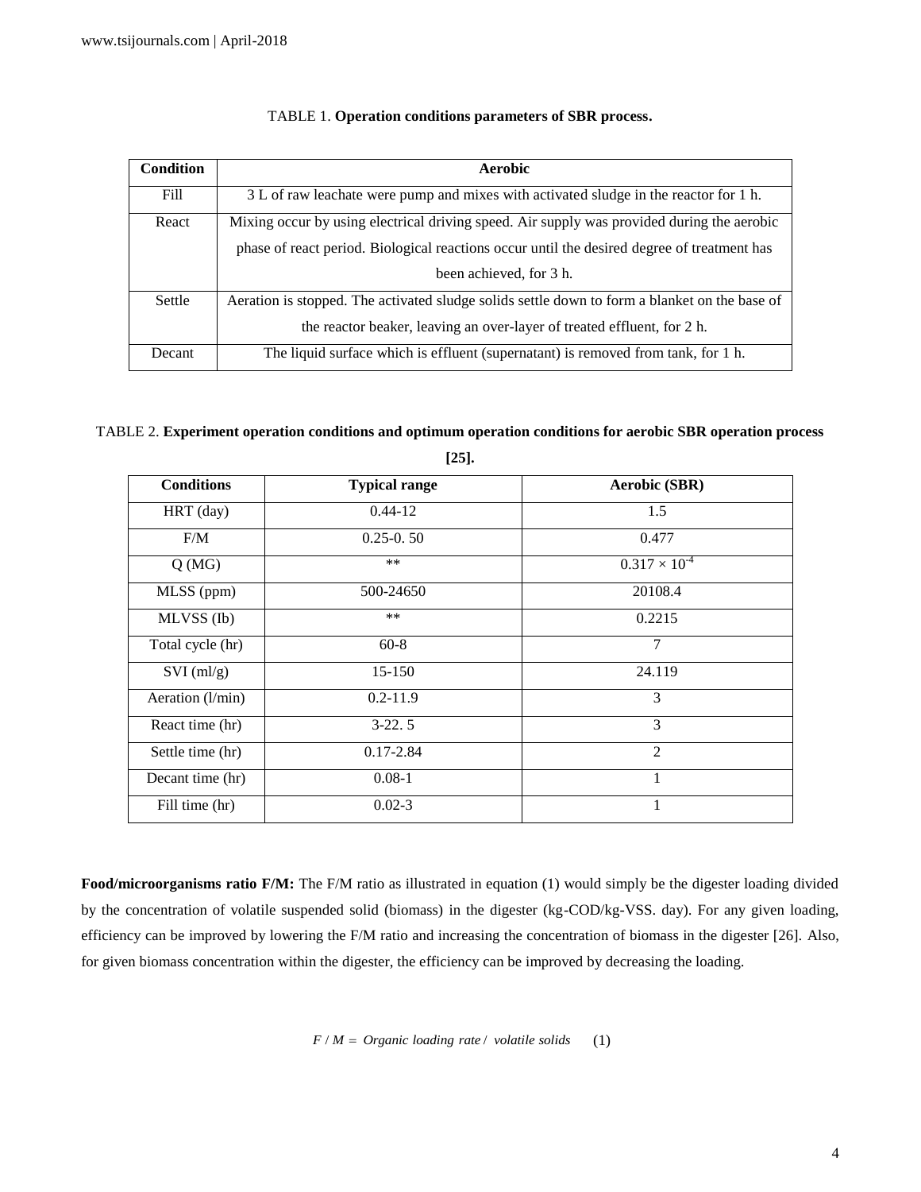TABLE 1. **Operation conditions parameters of SBR process.**

| Condition | Aerobic |
|---|---|
| Fill | 3 L of raw leachate were pump and mixes with activated sludge in the reactor for 1 h. |
| React | Mixing occur by using electrical driving speed. Air supply was provided during the aerobic phase of react period. Biological reactions occur until the desired degree of treatment has been achieved, for 3 h. |
| Settle | Aeration is stopped. The activated sludge solids settle down to form a blanket on the base of the reactor beaker, leaving an over-layer of treated effluent, for 2 h. |
| Decant | The liquid surface which is effluent (supernatant) is removed from tank, for 1 h. |

TABLE 2. **Experiment operation conditions and optimum operation conditions for aerobic SBR operation process [25].**

| Conditions | Typical range | Aerobic (SBR) |
|---|---|---|
| HRT (day) | 0.44-12 | 1.5 |
| F/M | 0.25-0. 50 | 0.477 |
| Q (MG) | ** | $0.317 \times 10^{-4}$ |
| MLSS (ppm) | 500-24650 | 20108.4 |
| MLVSS (Ib) | ** | 0.2215 |
| Total cycle (hr) | 60-8 | 7 |
| SVI (ml/g) | 15-150 | 24.119 |
| Aeration (l/min) | 0.2-11.9 | 3 |
| React time (hr) | 3-22. 5 | 3 |
| Settle time (hr) | 0.17-2.84 | 2 |
| Decant time (hr) | 0.08-1 | 1 |
| Fill time (hr) | 0.02-3 | 1 |

**Food/microorganisms ratio F/M:** The F/M ratio as illustrated in equation (1) would simply be the digester loading divided by the concentration of volatile suspended solid (biomass) in the digester (kg-COD/kg-VSS. day). For any given loading, efficiency can be improved by lowering the F/M ratio and increasing the concentration of biomass in the digester [26]. Also, for given biomass concentration within the digester, the efficiency can be improved by decreasing the loading.

$$F / M = Organic\ loading\ rate / \ volatile\ solids \qquad (1)$$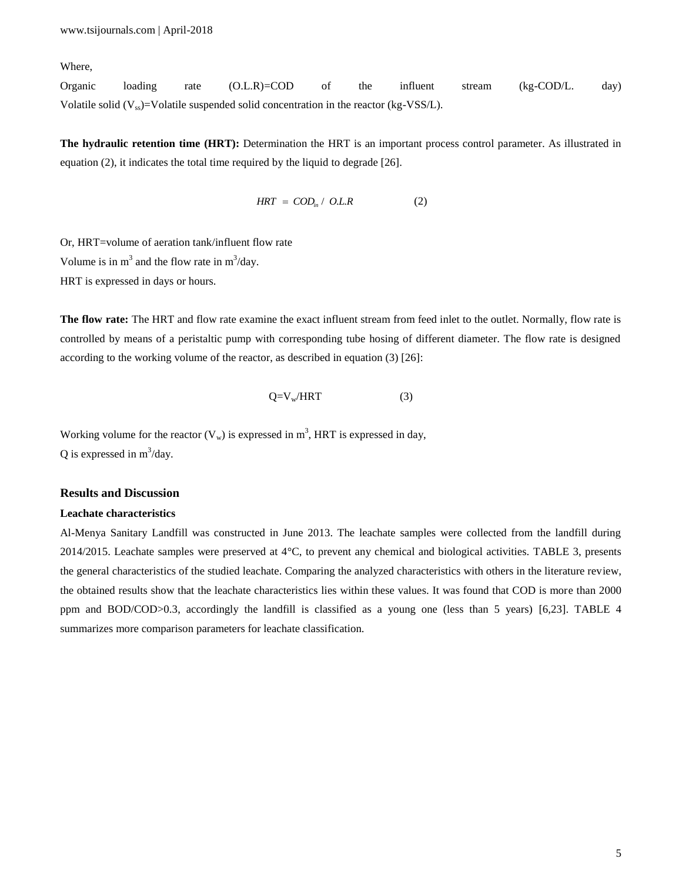Where,

Organic loading rate (O.L.R)=COD of the influent stream (kg-COD/L. day)
Volatile solid ($V_{ss}$)=Volatile suspended solid concentration in the reactor (kg-VSS/L).

**The hydraulic retention time (HRT):** Determination the HRT is an important process control parameter. As illustrated in equation (2), it indicates the total time required by the liquid to degrade [26].

$$HRT = COD_{in} / O.L.R \qquad (2)$$

Or, HRT=volume of aeration tank/influent flow rate
Volume is in $m^3$ and the flow rate in $m^3$/day.
HRT is expressed in days or hours.

**The flow rate:** The HRT and flow rate examine the exact influent stream from feed inlet to the outlet. Normally, flow rate is controlled by means of a peristaltic pump with corresponding tube hosing of different diameter. The flow rate is designed according to the working volume of the reactor, as described in equation (3) [26]:

$$Q=V_w/HRT \qquad (3)$$

Working volume for the reactor ($V_w$) is expressed in $m^3$, HRT is expressed in day,
Q is expressed in $m^3$/day.

## Results and Discussion

### Leachate characteristics

Al-Menya Sanitary Landfill was constructed in June 2013. The leachate samples were collected from the landfill during 2014/2015. Leachate samples were preserved at 4°C, to prevent any chemical and biological activities. TABLE 3, presents the general characteristics of the studied leachate. Comparing the analyzed characteristics with others in the literature review, the obtained results show that the leachate characteristics lies within these values. It was found that COD is more than 2000 ppm and BOD/COD>0.3, accordingly the landfill is classified as a young one (less than 5 years) [6,23]. TABLE 4 summarizes more comparison parameters for leachate classification.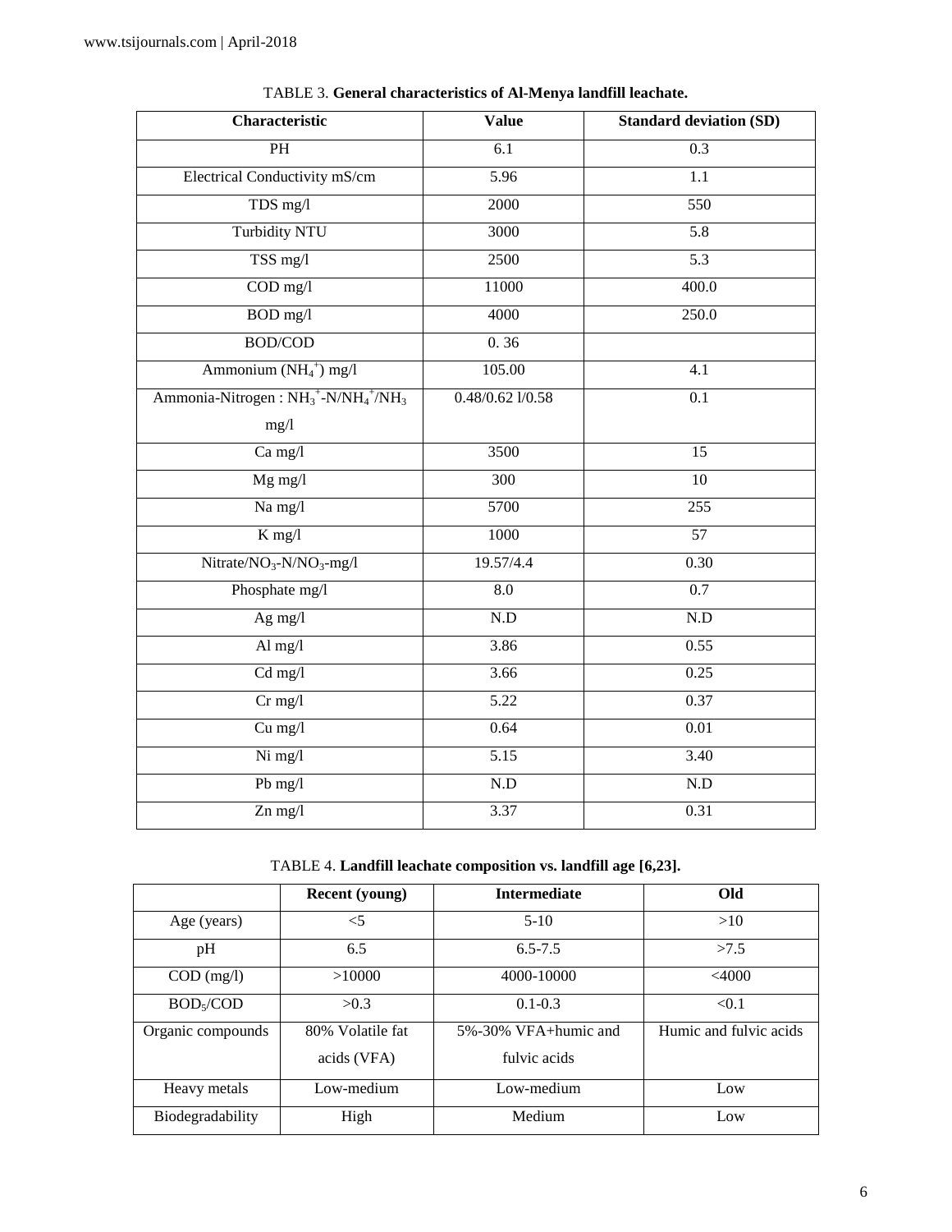TABLE 3. **General characteristics of Al-Menya landfill leachate.**

| Characteristic | Value | Standard deviation (SD) |
|---|---|---|
| PH | 6.1 | 0.3 |
| Electrical Conductivity mS/cm | 5.96 | 1.1 |
| TDS mg/l | 2000 | 550 |
| Turbidity NTU | 3000 | 5.8 |
| TSS mg/l | 2500 | 5.3 |
| COD mg/l | 11000 | 400.0 |
| BOD mg/l | 4000 | 250.0 |
| BOD/COD | 0. 36 | |
| Ammonium ($NH_4^+$) mg/l | 105.00 | 4.1 |
| Ammonia-Nitrogen : $NH_3^+$-N/$NH_4^+$/$NH_3$ mg/l | 0.48/0.62 l/0.58 | 0.1 |
| Ca mg/l | 3500 | 15 |
| Mg mg/l | 300 | 10 |
| Na mg/l | 5700 | 255 |
| K mg/l | 1000 | 57 |
| Nitrate/$NO_3$-N/$NO_3$-mg/l | 19.57/4.4 | 0.30 |
| Phosphate mg/l | 8.0 | 0.7 |
| Ag mg/l | N.D | N.D |
| Al mg/l | 3.86 | 0.55 |
| Cd mg/l | 3.66 | 0.25 |
| Cr mg/l | 5.22 | 0.37 |
| Cu mg/l | 0.64 | 0.01 |
| Ni mg/l | 5.15 | 3.40 |
| Pb mg/l | N.D | N.D |
| Zn mg/l | 3.37 | 0.31 |

TABLE 4. **Landfill leachate composition vs. landfill age [6,23].**

| | Recent (young) | Intermediate | Old |
|---|---|---|---|
| Age (years) | <5 | 5-10 | >10 |
| pH | 6.5 | 6.5-7.5 | >7.5 |
| COD (mg/l) | >10000 | 4000-10000 | <4000 |
| $BOD_5$/COD | >0.3 | 0.1-0.3 | <0.1 |
| Organic compounds | 80% Volatile fat acids (VFA) | 5%-30% VFA+humic and fulvic acids | Humic and fulvic acids |
| Heavy metals | Low-medium | Low-medium | Low |
| Biodegradability | High | Medium | Low |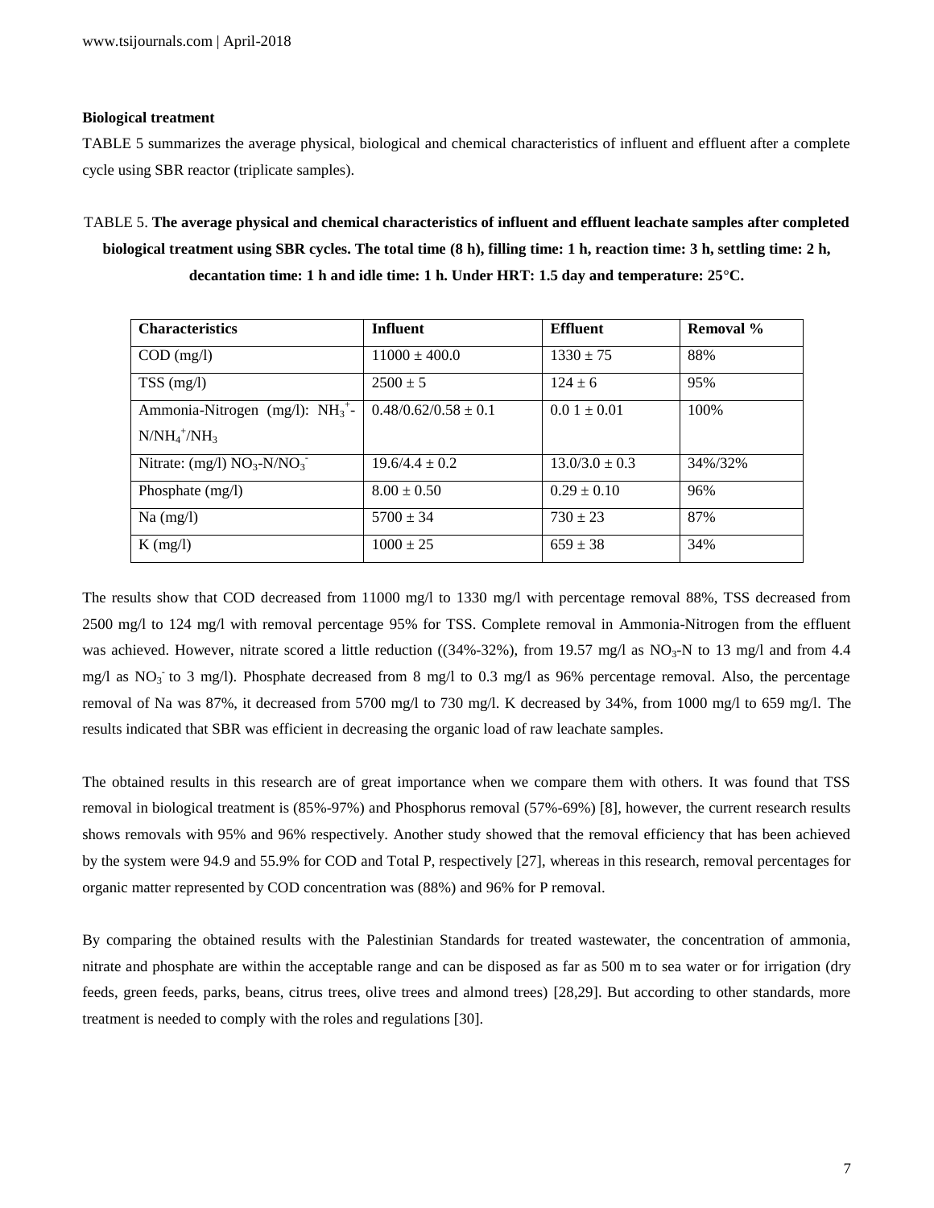### Biological treatment

TABLE 5 summarizes the average physical, biological and chemical characteristics of influent and effluent after a complete cycle using SBR reactor (triplicate samples).

TABLE 5. **The average physical and chemical characteristics of influent and effluent leachate samples after completed biological treatment using SBR cycles. The total time (8 h), filling time: 1 h, reaction time: 3 h, settling time: 2 h, decantation time: 1 h and idle time: 1 h. Under HRT: 1.5 day and temperature: 25°C.**

| Characteristics | Influent | Effluent | Removal % |
| --- | --- | --- | --- |
| COD (mg/l) | 11000 ± 400.0 | 1330 ± 75 | 88% |
| TSS (mg/l) | 2500 ± 5 | 124 ± 6 | 95% |
| Ammonia-Nitrogen (mg/l): $NH_3^+$-$N/NH_4^+/NH_3$ | 0.48/0.62/0.58 ± 0.1 | 0.0 1 ± 0.01 | 100% |
| Nitrate: (mg/l) $NO_3$-$N/NO_3^-$ | 19.6/4.4 ± 0.2 | 13.0/3.0 ± 0.3 | 34%/32% |
| Phosphate (mg/l) | 8.00 ± 0.50 | 0.29 ± 0.10 | 96% |
| Na (mg/l) | 5700 ± 34 | 730 ± 23 | 87% |
| K (mg/l) | 1000 ± 25 | 659 ± 38 | 34% |

The results show that COD decreased from 11000 mg/l to 1330 mg/l with percentage removal 88%, TSS decreased from 2500 mg/l to 124 mg/l with removal percentage 95% for TSS. Complete removal in Ammonia-Nitrogen from the effluent was achieved. However, nitrate scored a little reduction ((34%-32%), from 19.57 mg/l as $NO_3$-N to 13 mg/l and from 4.4 mg/l as $NO_3^-$ to 3 mg/l). Phosphate decreased from 8 mg/l to 0.3 mg/l as 96% percentage removal. Also, the percentage removal of Na was 87%, it decreased from 5700 mg/l to 730 mg/l. K decreased by 34%, from 1000 mg/l to 659 mg/l. The results indicated that SBR was efficient in decreasing the organic load of raw leachate samples.

The obtained results in this research are of great importance when we compare them with others. It was found that TSS removal in biological treatment is (85%-97%) and Phosphorus removal (57%-69%) [8], however, the current research results shows removals with 95% and 96% respectively. Another study showed that the removal efficiency that has been achieved by the system were 94.9 and 55.9% for COD and Total P, respectively [27], whereas in this research, removal percentages for organic matter represented by COD concentration was (88%) and 96% for P removal.

By comparing the obtained results with the Palestinian Standards for treated wastewater, the concentration of ammonia, nitrate and phosphate are within the acceptable range and can be disposed as far as 500 m to sea water or for irrigation (dry feeds, green feeds, parks, beans, citrus trees, olive trees and almond trees) [28,29]. But according to other standards, more treatment is needed to comply with the roles and regulations [30].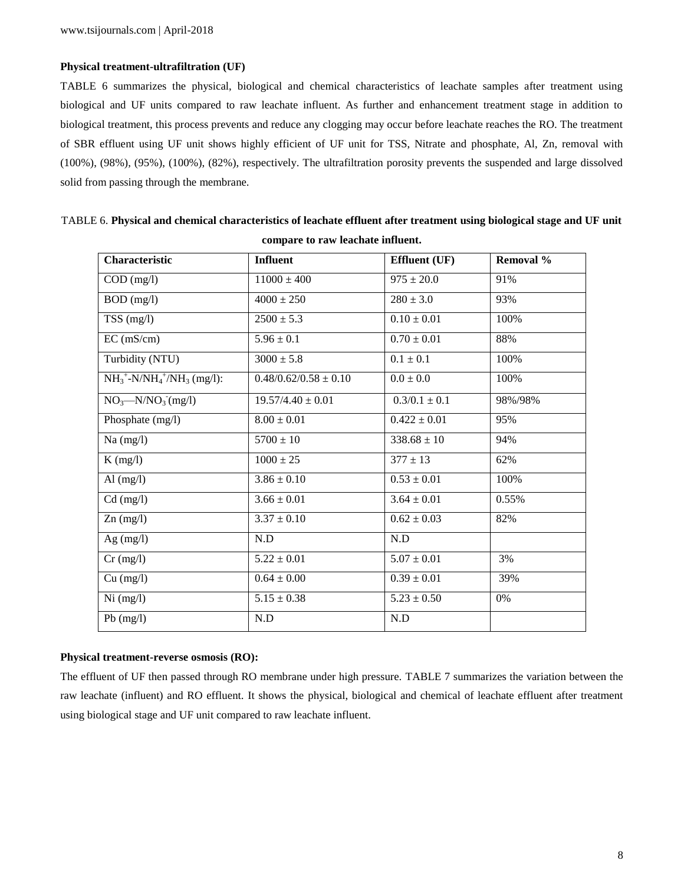**Physical treatment-ultrafiltration (UF)**

TABLE 6 summarizes the physical, biological and chemical characteristics of leachate samples after treatment using biological and UF units compared to raw leachate influent. As further and enhancement treatment stage in addition to biological treatment, this process prevents and reduce any clogging may occur before leachate reaches the RO. The treatment of SBR effluent using UF unit shows highly efficient of UF unit for TSS, Nitrate and phosphate, Al, Zn, removal with (100%), (98%), (95%), (100%), (82%), respectively. The ultrafiltration porosity prevents the suspended and large dissolved solid from passing through the membrane.

TABLE 6. **Physical and chemical characteristics of leachate effluent after treatment using biological stage and UF unit compare to raw leachate influent.**

| Characteristic | Influent | Effluent (UF) | Removal % |
|---|---|---|---|
| COD (mg/l) | 11000 ± 400 | 975 ± 20.0 | 91% |
| BOD (mg/l) | 4000 ± 250 | 280 ± 3.0 | 93% |
| TSS (mg/l) | 2500 ± 5.3 | 0.10 ± 0.01 | 100% |
| EC (mS/cm) | 5.96 ± 0.1 | 0.70 ± 0.01 | 88% |
| Turbidity (NTU) | 3000 ± 5.8 | 0.1 ± 0.1 | 100% |
| $NH_3^+$-N/$NH_4^+$/$NH_3$ (mg/l): | 0.48/0.62/0.58 ± 0.10 | 0.0 ± 0.0 | 100% |
| $NO_3$—N/$NO_3^-$(mg/l) | 19.57/4.40 ± 0.01 | 0.3/0.1 ± 0.1 | 98%/98% |
| Phosphate (mg/l) | 8.00 ± 0.01 | 0.422 ± 0.01 | 95% |
| Na (mg/l) | 5700 ± 10 | 338.68 ± 10 | 94% |
| K (mg/l) | 1000 ± 25 | 377 ± 13 | 62% |
| Al (mg/l) | 3.86 ± 0.10 | 0.53 ± 0.01 | 100% |
| Cd (mg/l) | 3.66 ± 0.01 | 3.64 ± 0.01 | 0.55% |
| Zn (mg/l) | 3.37 ± 0.10 | 0.62 ± 0.03 | 82% |
| Ag (mg/l) | N.D | N.D | |
| Cr (mg/l) | 5.22 ± 0.01 | 5.07 ± 0.01 | 3% |
| Cu (mg/l) | 0.64 ± 0.00 | 0.39 ± 0.01 | 39% |
| Ni (mg/l) | 5.15 ± 0.38 | 5.23 ± 0.50 | 0% |
| Pb (mg/l) | N.D | N.D | |

**Physical treatment-reverse osmosis (RO):**

The effluent of UF then passed through RO membrane under high pressure. TABLE 7 summarizes the variation between the raw leachate (influent) and RO effluent. It shows the physical, biological and chemical of leachate effluent after treatment using biological stage and UF unit compared to raw leachate influent.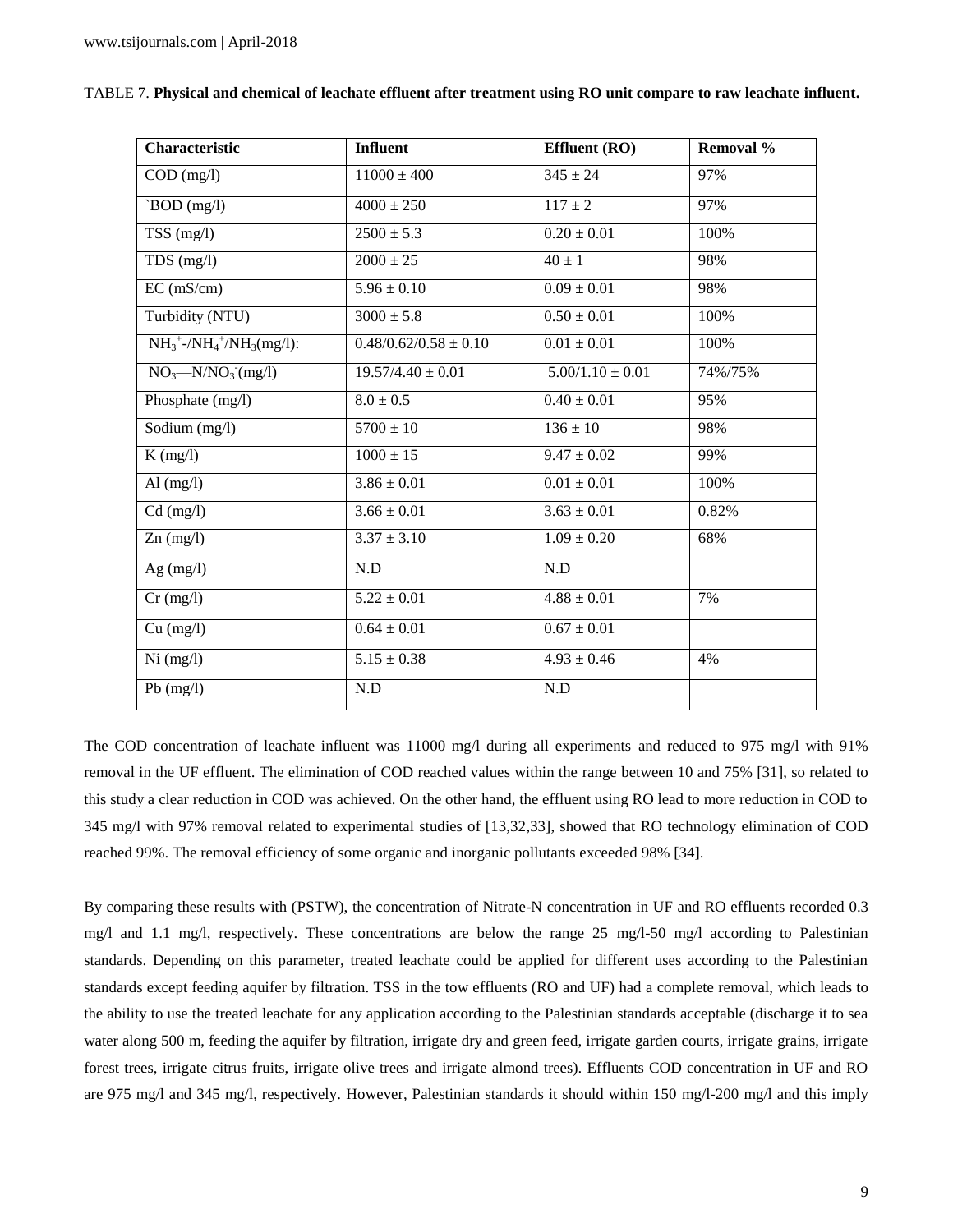TABLE 7. **Physical and chemical of leachate effluent after treatment using RO unit compare to raw leachate influent.**

| Characteristic | Influent | Effluent (RO) | Removal % |
| --- | --- | --- | --- |
| COD (mg/l) | 11000 ± 400 | 345 ± 24 | 97% |
| `BOD (mg/l) | 4000 ± 250 | 117 ± 2 | 97% |
| TSS (mg/l) | 2500 ± 5.3 | 0.20 ± 0.01 | 100% |
| TDS (mg/l) | 2000 ± 25 | 40 ± 1 | 98% |
| EC (mS/cm) | 5.96 ± 0.10 | 0.09 ± 0.01 | 98% |
| Turbidity (NTU) | 3000 ± 5.8 | 0.50 ± 0.01 | 100% |
| $NH_3^+$-/$NH_4^+$/$NH_3$(mg/l): | 0.48/0.62/0.58 ± 0.10 | 0.01 ± 0.01 | 100% |
| $NO_3$—N/$NO_3^-$(mg/l) | 19.57/4.40 ± 0.01 | 5.00/1.10 ± 0.01 | 74%/75% |
| Phosphate (mg/l) | 8.0 ± 0.5 | 0.40 ± 0.01 | 95% |
| Sodium (mg/l) | 5700 ± 10 | 136 ± 10 | 98% |
| K (mg/l) | 1000 ± 15 | 9.47 ± 0.02 | 99% |
| Al (mg/l) | 3.86 ± 0.01 | 0.01 ± 0.01 | 100% |
| Cd (mg/l) | 3.66 ± 0.01 | 3.63 ± 0.01 | 0.82% |
| Zn (mg/l) | 3.37 ± 3.10 | 1.09 ± 0.20 | 68% |
| Ag (mg/l) | N.D | N.D | |
| Cr (mg/l) | 5.22 ± 0.01 | 4.88 ± 0.01 | 7% |
| Cu (mg/l) | 0.64 ± 0.01 | 0.67 ± 0.01 | |
| Ni (mg/l) | 5.15 ± 0.38 | 4.93 ± 0.46 | 4% |
| Pb (mg/l) | N.D | N.D | |

The COD concentration of leachate influent was 11000 mg/l during all experiments and reduced to 975 mg/l with 91% removal in the UF effluent. The elimination of COD reached values within the range between 10 and 75% [31], so related to this study a clear reduction in COD was achieved. On the other hand, the effluent using RO lead to more reduction in COD to 345 mg/l with 97% removal related to experimental studies of [13,32,33], showed that RO technology elimination of COD reached 99%. The removal efficiency of some organic and inorganic pollutants exceeded 98% [34].

By comparing these results with (PSTW), the concentration of Nitrate-N concentration in UF and RO effluents recorded 0.3 mg/l and 1.1 mg/l, respectively. These concentrations are below the range 25 mg/l-50 mg/l according to Palestinian standards. Depending on this parameter, treated leachate could be applied for different uses according to the Palestinian standards except feeding aquifer by filtration. TSS in the tow effluents (RO and UF) had a complete removal, which leads to the ability to use the treated leachate for any application according to the Palestinian standards acceptable (discharge it to sea water along 500 m, feeding the aquifer by filtration, irrigate dry and green feed, irrigate garden courts, irrigate grains, irrigate forest trees, irrigate citrus fruits, irrigate olive trees and irrigate almond trees). Effluents COD concentration in UF and RO are 975 mg/l and 345 mg/l, respectively. However, Palestinian standards it should within 150 mg/l-200 mg/l and this imply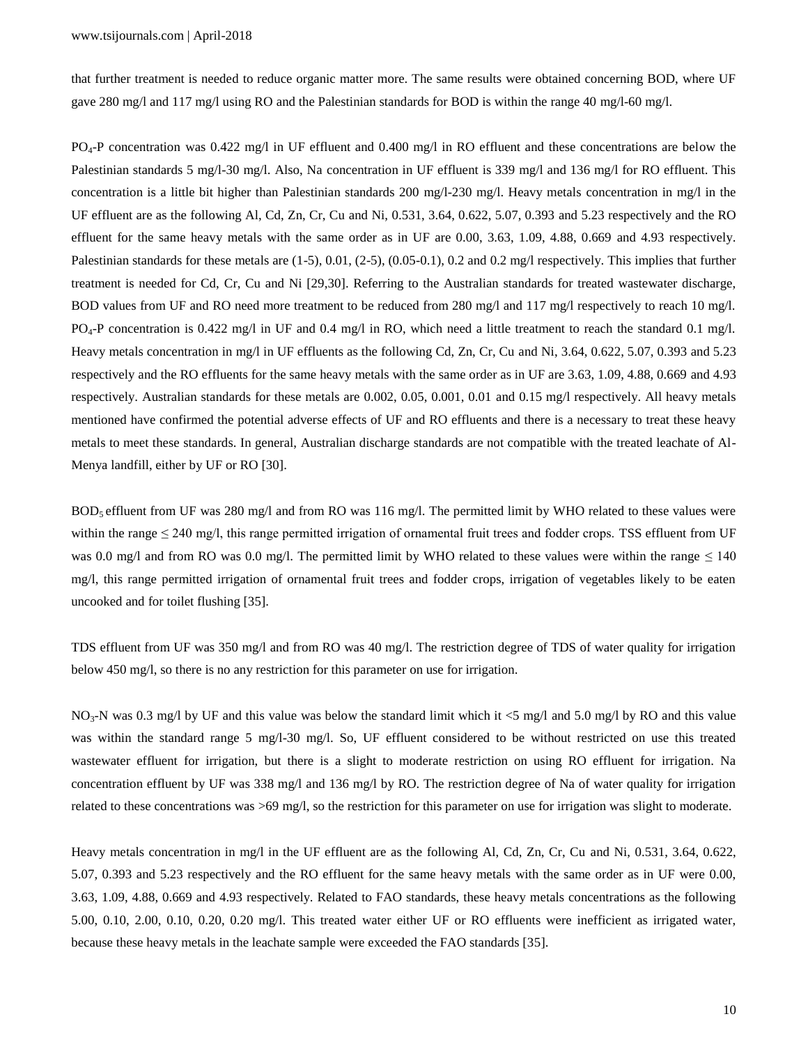that further treatment is needed to reduce organic matter more. The same results were obtained concerning BOD, where UF gave 280 mg/l and 117 mg/l using RO and the Palestinian standards for BOD is within the range 40 mg/l-60 mg/l.

$PO_4$-P concentration was 0.422 mg/l in UF effluent and 0.400 mg/l in RO effluent and these concentrations are below the Palestinian standards 5 mg/l-30 mg/l. Also, Na concentration in UF effluent is 339 mg/l and 136 mg/l for RO effluent. This concentration is a little bit higher than Palestinian standards 200 mg/l-230 mg/l. Heavy metals concentration in mg/l in the UF effluent are as the following Al, Cd, Zn, Cr, Cu and Ni, 0.531, 3.64, 0.622, 5.07, 0.393 and 5.23 respectively and the RO effluent for the same heavy metals with the same order as in UF are 0.00, 3.63, 1.09, 4.88, 0.669 and 4.93 respectively. Palestinian standards for these metals are (1-5), 0.01, (2-5), (0.05-0.1), 0.2 and 0.2 mg/l respectively. This implies that further treatment is needed for Cd, Cr, Cu and Ni [29,30]. Referring to the Australian standards for treated wastewater discharge, BOD values from UF and RO need more treatment to be reduced from 280 mg/l and 117 mg/l respectively to reach 10 mg/l. $PO_4$-P concentration is 0.422 mg/l in UF and 0.4 mg/l in RO, which need a little treatment to reach the standard 0.1 mg/l. Heavy metals concentration in mg/l in UF effluents as the following Cd, Zn, Cr, Cu and Ni, 3.64, 0.622, 5.07, 0.393 and 5.23 respectively and the RO effluents for the same heavy metals with the same order as in UF are 3.63, 1.09, 4.88, 0.669 and 4.93 respectively. Australian standards for these metals are 0.002, 0.05, 0.001, 0.01 and 0.15 mg/l respectively. All heavy metals mentioned have confirmed the potential adverse effects of UF and RO effluents and there is a necessary to treat these heavy metals to meet these standards. In general, Australian discharge standards are not compatible with the treated leachate of Al-Menya landfill, either by UF or RO [30].

$BOD_5$ effluent from UF was 280 mg/l and from RO was 116 mg/l. The permitted limit by WHO related to these values were within the range $\leq$ 240 mg/l, this range permitted irrigation of ornamental fruit trees and fodder crops. TSS effluent from UF was 0.0 mg/l and from RO was 0.0 mg/l. The permitted limit by WHO related to these values were within the range $\leq$ 140 mg/l, this range permitted irrigation of ornamental fruit trees and fodder crops, irrigation of vegetables likely to be eaten uncooked and for toilet flushing [35].

TDS effluent from UF was 350 mg/l and from RO was 40 mg/l. The restriction degree of TDS of water quality for irrigation below 450 mg/l, so there is no any restriction for this parameter on use for irrigation.

$NO_3$-N was 0.3 mg/l by UF and this value was below the standard limit which it <5 mg/l and 5.0 mg/l by RO and this value was within the standard range 5 mg/l-30 mg/l. So, UF effluent considered to be without restricted on use this treated wastewater effluent for irrigation, but there is a slight to moderate restriction on using RO effluent for irrigation. Na concentration effluent by UF was 338 mg/l and 136 mg/l by RO. The restriction degree of Na of water quality for irrigation related to these concentrations was >69 mg/l, so the restriction for this parameter on use for irrigation was slight to moderate.

Heavy metals concentration in mg/l in the UF effluent are as the following Al, Cd, Zn, Cr, Cu and Ni, 0.531, 3.64, 0.622, 5.07, 0.393 and 5.23 respectively and the RO effluent for the same heavy metals with the same order as in UF were 0.00, 3.63, 1.09, 4.88, 0.669 and 4.93 respectively. Related to FAO standards, these heavy metals concentrations as the following 5.00, 0.10, 2.00, 0.10, 0.20, 0.20 mg/l. This treated water either UF or RO effluents were inefficient as irrigated water, because these heavy metals in the leachate sample were exceeded the FAO standards [35].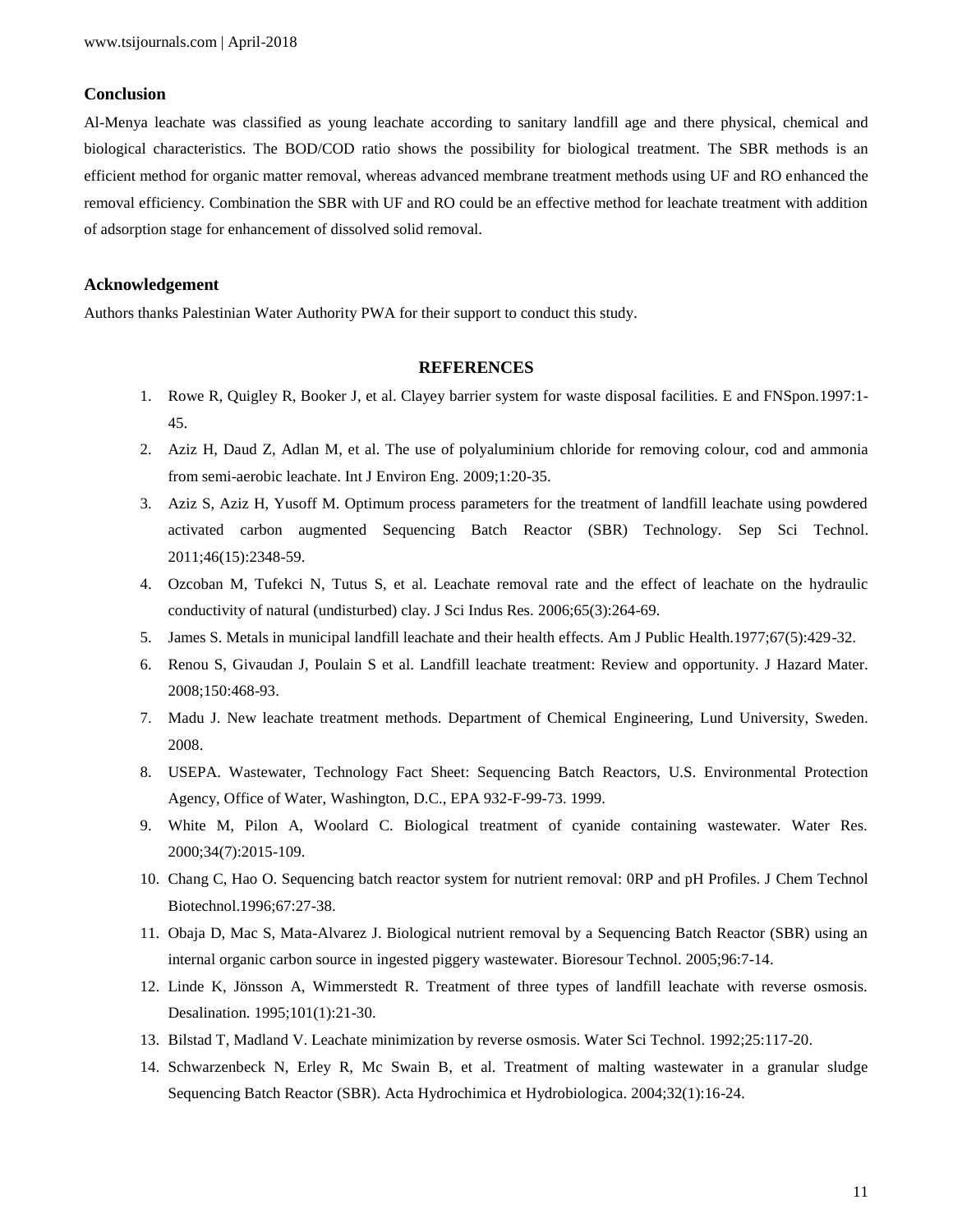## Conclusion

Al-Menya leachate was classified as young leachate according to sanitary landfill age and there physical, chemical and biological characteristics. The BOD/COD ratio shows the possibility for biological treatment. The SBR methods is an efficient method for organic matter removal, whereas advanced membrane treatment methods using UF and RO enhanced the removal efficiency. Combination the SBR with UF and RO could be an effective method for leachate treatment with addition of adsorption stage for enhancement of dissolved solid removal.

## Acknowledgement

Authors thanks Palestinian Water Authority PWA for their support to conduct this study.

## REFERENCES

1. Rowe R, Quigley R, Booker J, et al. Clayey barrier system for waste disposal facilities. E and FNSpon.1997:1-45.
2. Aziz H, Daud Z, Adlan M, et al. The use of polyaluminium chloride for removing colour, cod and ammonia from semi-aerobic leachate. Int J Environ Eng. 2009;1:20-35.
3. Aziz S, Aziz H, Yusoff M. Optimum process parameters for the treatment of landfill leachate using powdered activated carbon augmented Sequencing Batch Reactor (SBR) Technology. Sep Sci Technol. 2011;46(15):2348-59.
4. Ozcoban M, Tufekci N, Tutus S, et al. Leachate removal rate and the effect of leachate on the hydraulic conductivity of natural (undisturbed) clay. J Sci Indus Res. 2006;65(3):264-69.
5. James S. Metals in municipal landfill leachate and their health effects. Am J Public Health.1977;67(5):429-32.
6. Renou S, Givaudan J, Poulain S et al. Landfill leachate treatment: Review and opportunity. J Hazard Mater. 2008;150:468-93.
7. Madu J. New leachate treatment methods. Department of Chemical Engineering, Lund University, Sweden. 2008.
8. USEPA. Wastewater, Technology Fact Sheet: Sequencing Batch Reactors, U.S. Environmental Protection Agency, Office of Water, Washington, D.C., EPA 932-F-99-73. 1999.
9. White M, Pilon A, Woolard C. Biological treatment of cyanide containing wastewater. Water Res. 2000;34(7):2015-109.
10. Chang C, Hao O. Sequencing batch reactor system for nutrient removal: 0RP and pH Profiles. J Chem Technol Biotechnol.1996;67:27-38.
11. Obaja D, Mac S, Mata-Alvarez J. Biological nutrient removal by a Sequencing Batch Reactor (SBR) using an internal organic carbon source in ingested piggery wastewater. Bioresour Technol. 2005;96:7-14.
12. Linde K, Jönsson A, Wimmerstedt R. Treatment of three types of landfill leachate with reverse osmosis. Desalination. 1995;101(1):21-30.
13. Bilstad T, Madland V. Leachate minimization by reverse osmosis. Water Sci Technol. 1992;25:117-20.
14. Schwarzenbeck N, Erley R, Mc Swain B, et al. Treatment of malting wastewater in a granular sludge Sequencing Batch Reactor (SBR). Acta Hydrochimica et Hydrobiologica. 2004;32(1):16-24.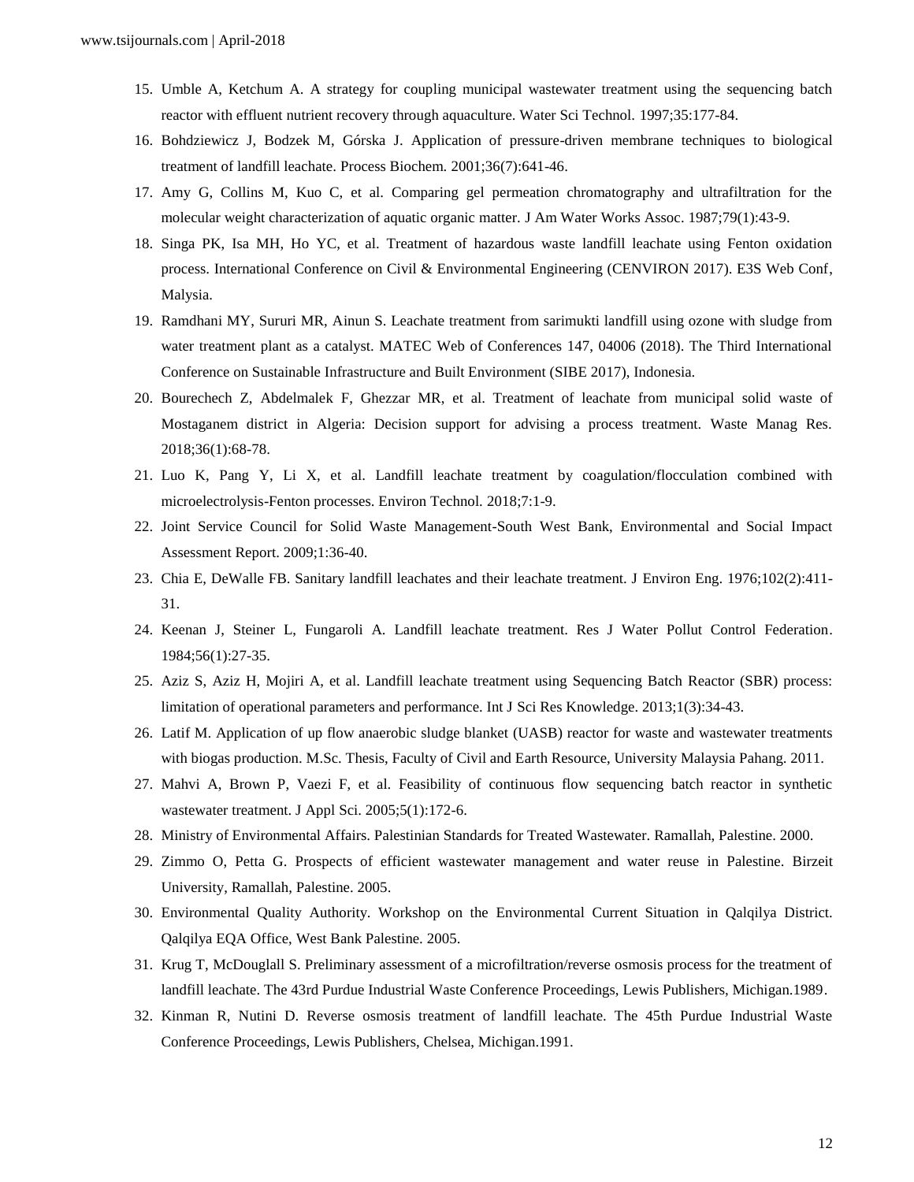15. Umble A, Ketchum A. A strategy for coupling municipal wastewater treatment using the sequencing batch reactor with effluent nutrient recovery through aquaculture. Water Sci Technol. 1997;35:177-84.
16. Bohdziewicz J, Bodzek M, Górska J. Application of pressure-driven membrane techniques to biological treatment of landfill leachate. Process Biochem. 2001;36(7):641-46.
17. Amy G, Collins M, Kuo C, et al. Comparing gel permeation chromatography and ultrafiltration for the molecular weight characterization of aquatic organic matter. J Am Water Works Assoc. 1987;79(1):43-9.
18. Singa PK, Isa MH, Ho YC, et al. Treatment of hazardous waste landfill leachate using Fenton oxidation process. International Conference on Civil & Environmental Engineering (CENVIRON 2017). E3S Web Conf, Malysia.
19. Ramdhani MY, Sururi MR, Ainun S. Leachate treatment from sarimukti landfill using ozone with sludge from water treatment plant as a catalyst. MATEC Web of Conferences 147, 04006 (2018). The Third International Conference on Sustainable Infrastructure and Built Environment (SIBE 2017), Indonesia.
20. Bourechech Z, Abdelmalek F, Ghezzar MR, et al. Treatment of leachate from municipal solid waste of Mostaganem district in Algeria: Decision support for advising a process treatment. Waste Manag Res. 2018;36(1):68-78.
21. Luo K, Pang Y, Li X, et al. Landfill leachate treatment by coagulation/flocculation combined with microelectrolysis-Fenton processes. Environ Technol. 2018;7:1-9.
22. Joint Service Council for Solid Waste Management-South West Bank, Environmental and Social Impact Assessment Report. 2009;1:36-40.
23. Chia E, DeWalle FB. Sanitary landfill leachates and their leachate treatment. J Environ Eng. 1976;102(2):411-31.
24. Keenan J, Steiner L, Fungaroli A. Landfill leachate treatment. Res J Water Pollut Control Federation. 1984;56(1):27-35.
25. Aziz S, Aziz H, Mojiri A, et al. Landfill leachate treatment using Sequencing Batch Reactor (SBR) process: limitation of operational parameters and performance. Int J Sci Res Knowledge. 2013;1(3):34-43.
26. Latif M. Application of up flow anaerobic sludge blanket (UASB) reactor for waste and wastewater treatments with biogas production. M.Sc. Thesis, Faculty of Civil and Earth Resource, University Malaysia Pahang. 2011.
27. Mahvi A, Brown P, Vaezi F, et al. Feasibility of continuous flow sequencing batch reactor in synthetic wastewater treatment. J Appl Sci. 2005;5(1):172-6.
28. Ministry of Environmental Affairs. Palestinian Standards for Treated Wastewater. Ramallah, Palestine. 2000.
29. Zimmo O, Petta G. Prospects of efficient wastewater management and water reuse in Palestine. Birzeit University, Ramallah, Palestine. 2005.
30. Environmental Quality Authority. Workshop on the Environmental Current Situation in Qalqilya District. Qalqilya EQA Office, West Bank Palestine. 2005.
31. Krug T, McDouglall S. Preliminary assessment of a microfiltration/reverse osmosis process for the treatment of landfill leachate. The 43rd Purdue Industrial Waste Conference Proceedings, Lewis Publishers, Michigan.1989.
32. Kinman R, Nutini D. Reverse osmosis treatment of landfill leachate. The 45th Purdue Industrial Waste Conference Proceedings, Lewis Publishers, Chelsea, Michigan.1991.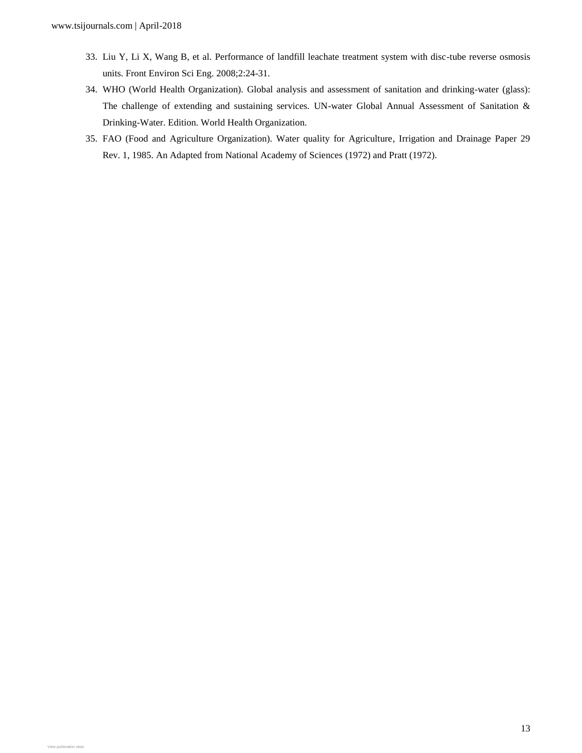33. Liu Y, Li X, Wang B, et al. Performance of landfill leachate treatment system with disc-tube reverse osmosis units. Front Environ Sci Eng. 2008;2:24-31.
34. WHO (World Health Organization). Global analysis and assessment of sanitation and drinking-water (glass): The challenge of extending and sustaining services. UN-water Global Annual Assessment of Sanitation & Drinking-Water. Edition. World Health Organization.
35. FAO (Food and Agriculture Organization). Water quality for Agriculture, Irrigation and Drainage Paper 29 Rev. 1, 1985. An Adapted from National Academy of Sciences (1972) and Pratt (1972).